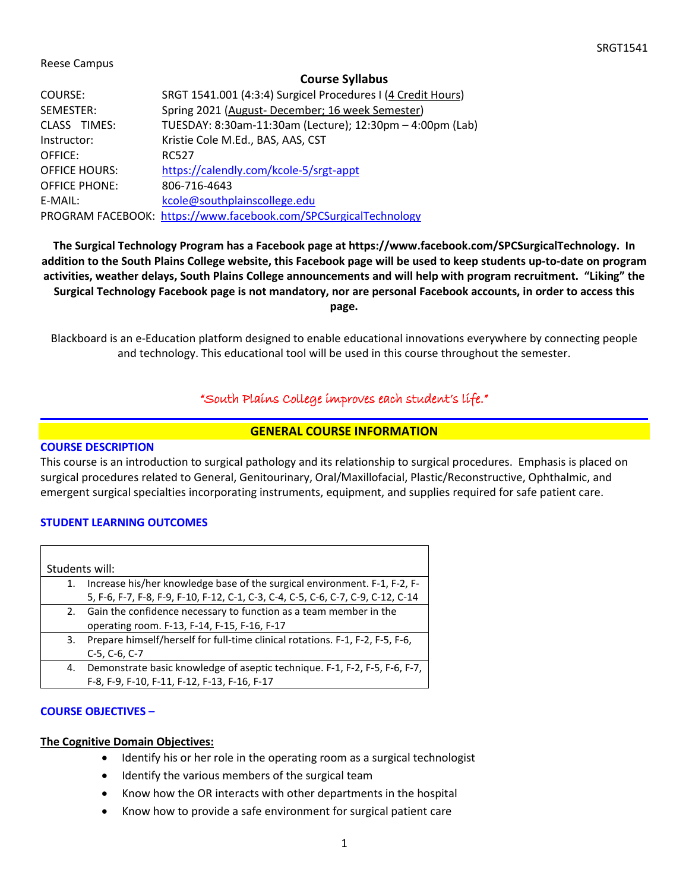Reese Campus

## Course Syllabus

| | |
|---|---|
| COURSE: | SRGT 1541.001 (4:3:4) Surgicel Procedures I (4 Credit Hours) |
| SEMESTER: | Spring 2021 (August- December; 16 week Semester) |
| CLASS TIMES: | TUESDAY: 8:30am-11:30am (Lecture); 12:30pm – 4:00pm (Lab) |
| Instructor: | Kristie Cole M.Ed., BAS, AAS, CST |
| OFFICE: | RC527 |
| OFFICE HOURS: | https://calendly.com/kcole-5/srgt-appt |
| OFFICE PHONE: | 806-716-4643 |
| E-MAIL: | kcole@southplainscollege.edu |
| PROGRAM FACEBOOK: | https://www.facebook.com/SPCSurgicalTechnology |

**The Surgical Technology Program has a Facebook page at https://www.facebook.com/SPCSurgicalTechnology. In addition to the South Plains College website, this Facebook page will be used to keep students up-to-date on program activities, weather delays, South Plains College announcements and will help with program recruitment. "Liking" the Surgical Technology Facebook page is not mandatory, nor are personal Facebook accounts, in order to access this page.**

Blackboard is an e-Education platform designed to enable educational innovations everywhere by connecting people and technology. This educational tool will be used in this course throughout the semester.

*"South Plains College improves each student's life."*

## GENERAL COURSE INFORMATION

### COURSE DESCRIPTION

This course is an introduction to surgical pathology and its relationship to surgical procedures. Emphasis is placed on surgical procedures related to General, Genitourinary, Oral/Maxillofacial, Plastic/Reconstructive, Ophthalmic, and emergent surgical specialties incorporating instruments, equipment, and supplies required for safe patient care.

### STUDENT LEARNING OUTCOMES

| Students will: |
|---|
| 1. Increase his/her knowledge base of the surgical environment. F-1, F-2, F-5, F-6, F-7, F-8, F-9, F-10, F-12, C-1, C-3, C-4, C-5, C-6, C-7, C-9, C-12, C-14 |
| 2. Gain the confidence necessary to function as a team member in the operating room. F-13, F-14, F-15, F-16, F-17 |
| 3. Prepare himself/herself for full-time clinical rotations. F-1, F-2, F-5, F-6, C-5, C-6, C-7 |
| 4. Demonstrate basic knowledge of aseptic technique. F-1, F-2, F-5, F-6, F-7, F-8, F-9, F-10, F-11, F-12, F-13, F-16, F-17 |

### COURSE OBJECTIVES –

**The Cognitive Domain Objectives:**

- Identify his or her role in the operating room as a surgical technologist
- Identify the various members of the surgical team
- Know how the OR interacts with other departments in the hospital
- Know how to provide a safe environment for surgical patient care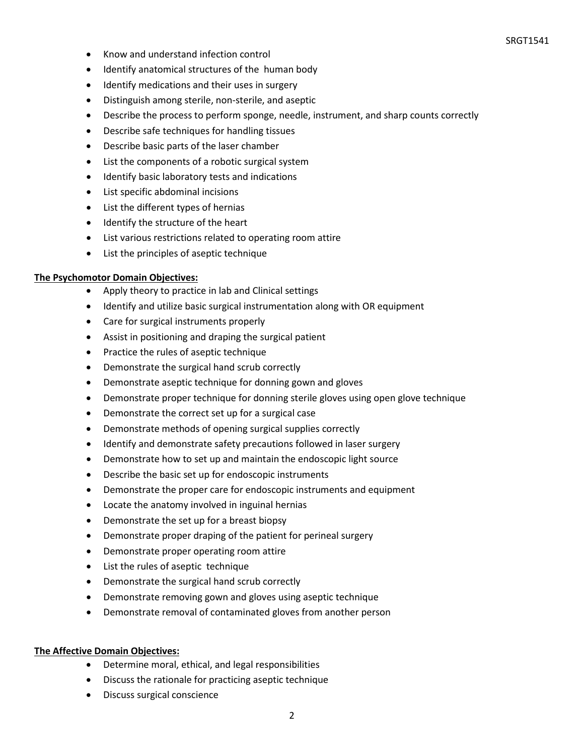- Know and understand infection control
- Identify anatomical structures of the human body
- Identify medications and their uses in surgery
- Distinguish among sterile, non-sterile, and aseptic
- Describe the process to perform sponge, needle, instrument, and sharp counts correctly
- Describe safe techniques for handling tissues
- Describe basic parts of the laser chamber
- List the components of a robotic surgical system
- Identify basic laboratory tests and indications
- List specific abdominal incisions
- List the different types of hernias
- Identify the structure of the heart
- List various restrictions related to operating room attire
- List the principles of aseptic technique

**The Psychomotor Domain Objectives:**

- Apply theory to practice in lab and Clinical settings
- Identify and utilize basic surgical instrumentation along with OR equipment
- Care for surgical instruments properly
- Assist in positioning and draping the surgical patient
- Practice the rules of aseptic technique
- Demonstrate the surgical hand scrub correctly
- Demonstrate aseptic technique for donning gown and gloves
- Demonstrate proper technique for donning sterile gloves using open glove technique
- Demonstrate the correct set up for a surgical case
- Demonstrate methods of opening surgical supplies correctly
- Identify and demonstrate safety precautions followed in laser surgery
- Demonstrate how to set up and maintain the endoscopic light source
- Describe the basic set up for endoscopic instruments
- Demonstrate the proper care for endoscopic instruments and equipment
- Locate the anatomy involved in inguinal hernias
- Demonstrate the set up for a breast biopsy
- Demonstrate proper draping of the patient for perineal surgery
- Demonstrate proper operating room attire
- List the rules of aseptic technique
- Demonstrate the surgical hand scrub correctly
- Demonstrate removing gown and gloves using aseptic technique
- Demonstrate removal of contaminated gloves from another person

**The Affective Domain Objectives:**

- Determine moral, ethical, and legal responsibilities
- Discuss the rationale for practicing aseptic technique
- Discuss surgical conscience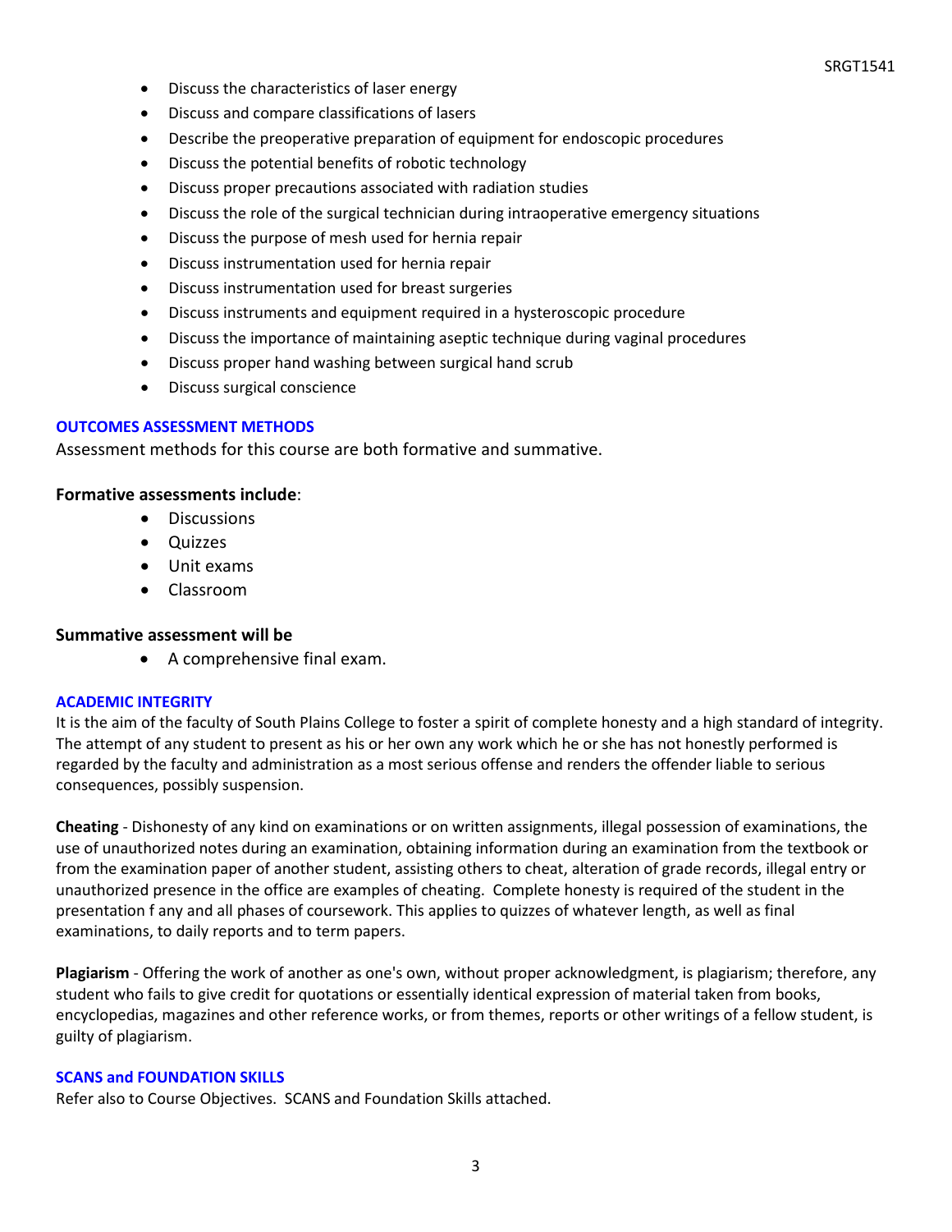- Discuss the characteristics of laser energy
- Discuss and compare classifications of lasers
- Describe the preoperative preparation of equipment for endoscopic procedures
- Discuss the potential benefits of robotic technology
- Discuss proper precautions associated with radiation studies
- Discuss the role of the surgical technician during intraoperative emergency situations
- Discuss the purpose of mesh used for hernia repair
- Discuss instrumentation used for hernia repair
- Discuss instrumentation used for breast surgeries
- Discuss instruments and equipment required in a hysteroscopic procedure
- Discuss the importance of maintaining aseptic technique during vaginal procedures
- Discuss proper hand washing between surgical hand scrub
- Discuss surgical conscience

## OUTCOMES ASSESSMENT METHODS

Assessment methods for this course are both formative and summative.

**Formative assessments include**:

- Discussions
- Quizzes
- Unit exams
- Classroom

**Summative assessment will be**

- A comprehensive final exam.

## ACADEMIC INTEGRITY

It is the aim of the faculty of South Plains College to foster a spirit of complete honesty and a high standard of integrity. The attempt of any student to present as his or her own any work which he or she has not honestly performed is regarded by the faculty and administration as a most serious offense and renders the offender liable to serious consequences, possibly suspension.

**Cheating** - Dishonesty of any kind on examinations or on written assignments, illegal possession of examinations, the use of unauthorized notes during an examination, obtaining information during an examination from the textbook or from the examination paper of another student, assisting others to cheat, alteration of grade records, illegal entry or unauthorized presence in the office are examples of cheating. Complete honesty is required of the student in the presentation f any and all phases of coursework. This applies to quizzes of whatever length, as well as final examinations, to daily reports and to term papers.

**Plagiarism** - Offering the work of another as one's own, without proper acknowledgment, is plagiarism; therefore, any student who fails to give credit for quotations or essentially identical expression of material taken from books, encyclopedias, magazines and other reference works, or from themes, reports or other writings of a fellow student, is guilty of plagiarism.

## SCANS and FOUNDATION SKILLS

Refer also to Course Objectives. SCANS and Foundation Skills attached.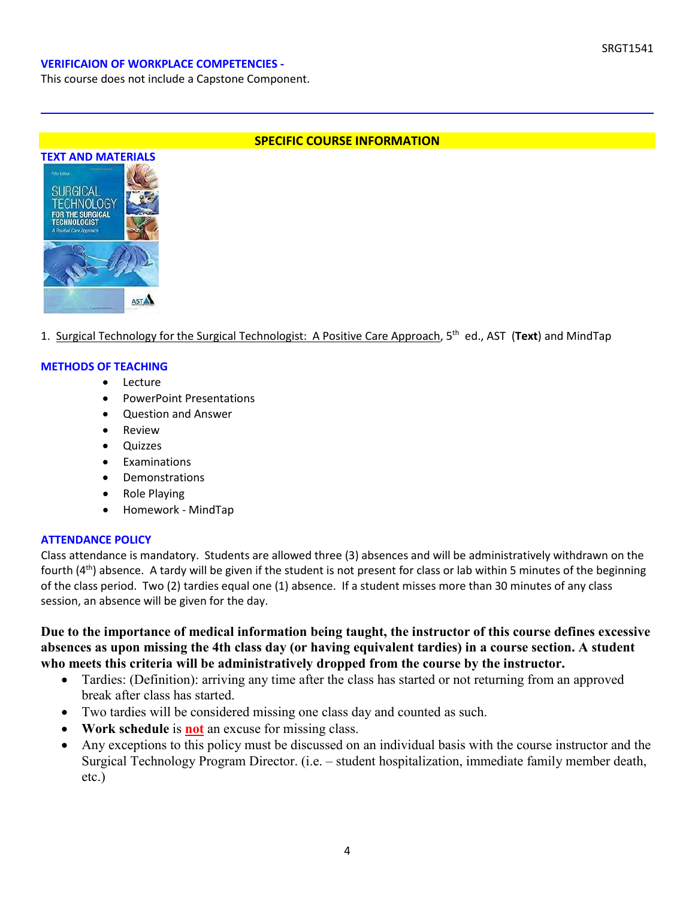**VERIFICAION OF WORKPLACE COMPETENCIES -**
This course does not include a Capstone Component.

---

## SPECIFIC COURSE INFORMATION

### TEXT AND MATERIALS

1. Surgical Technology for the Surgical Technologist: A Positive Care Approach, 5th ed., AST (**Text**) and MindTap

### METHODS OF TEACHING

- Lecture
- PowerPoint Presentations
- Question and Answer
- Review
- Quizzes
- Examinations
- Demonstrations
- Role Playing
- Homework - MindTap

### ATTENDANCE POLICY

Class attendance is mandatory. Students are allowed three (3) absences and will be administratively withdrawn on the fourth (4th) absence. A tardy will be given if the student is not present for class or lab within 5 minutes of the beginning of the class period. Two (2) tardies equal one (1) absence. If a student misses more than 30 minutes of any class session, an absence will be given for the day.

**Due to the importance of medical information being taught, the instructor of this course defines excessive absences as upon missing the 4th class day (or having equivalent tardies) in a course section. A student who meets this criteria will be administratively dropped from the course by the instructor.**

- Tardies: (Definition): arriving any time after the class has started or not returning from an approved break after class has started.
- Two tardies will be considered missing one class day and counted as such.
- **Work schedule** is **not** an excuse for missing class.
- Any exceptions to this policy must be discussed on an individual basis with the course instructor and the Surgical Technology Program Director. (i.e. – student hospitalization, immediate family member death, etc.)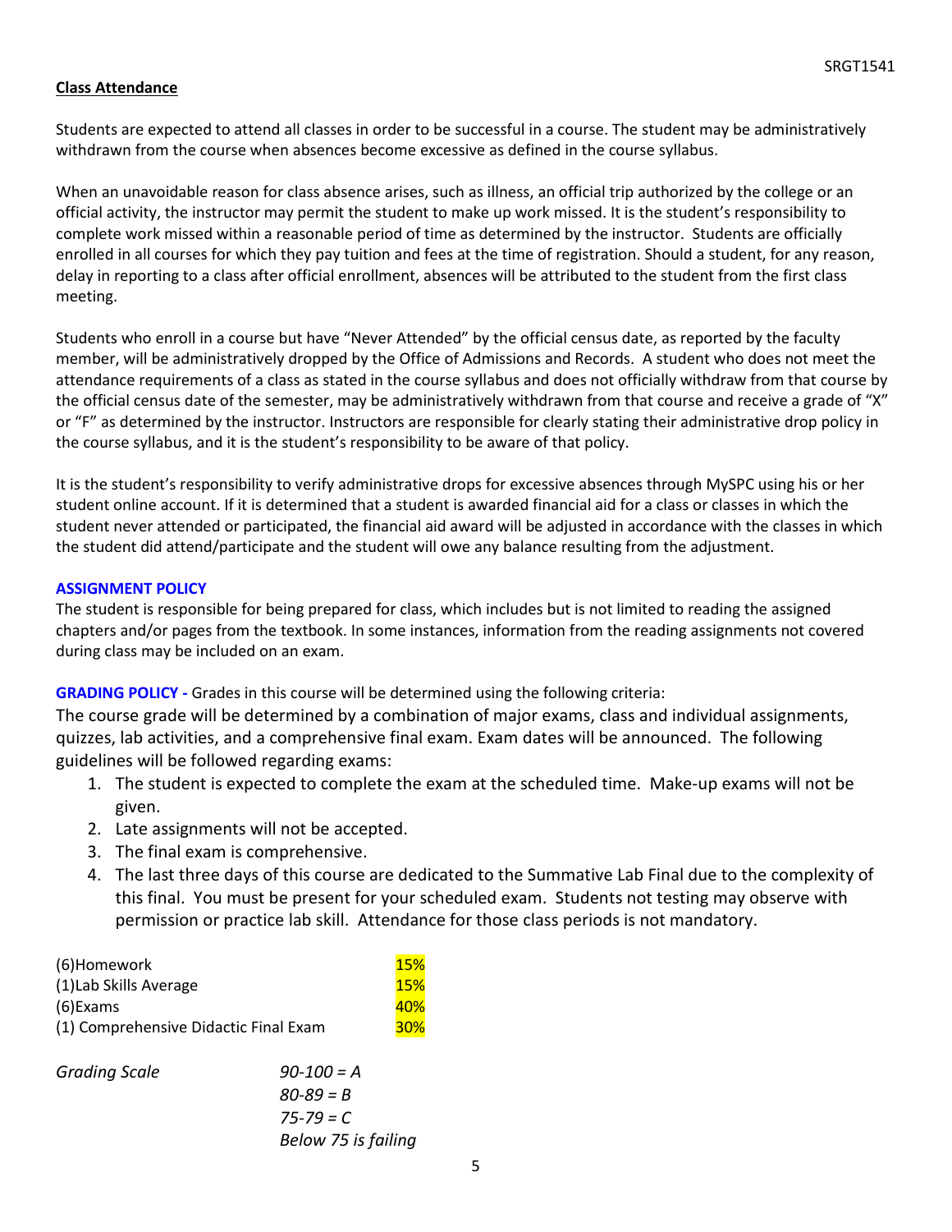## Class Attendance

Students are expected to attend all classes in order to be successful in a course. The student may be administratively withdrawn from the course when absences become excessive as defined in the course syllabus.

When an unavoidable reason for class absence arises, such as illness, an official trip authorized by the college or an official activity, the instructor may permit the student to make up work missed. It is the student's responsibility to complete work missed within a reasonable period of time as determined by the instructor. Students are officially enrolled in all courses for which they pay tuition and fees at the time of registration. Should a student, for any reason, delay in reporting to a class after official enrollment, absences will be attributed to the student from the first class meeting.

Students who enroll in a course but have "Never Attended" by the official census date, as reported by the faculty member, will be administratively dropped by the Office of Admissions and Records. A student who does not meet the attendance requirements of a class as stated in the course syllabus and does not officially withdraw from that course by the official census date of the semester, may be administratively withdrawn from that course and receive a grade of "X" or "F" as determined by the instructor. Instructors are responsible for clearly stating their administrative drop policy in the course syllabus, and it is the student's responsibility to be aware of that policy.

It is the student's responsibility to verify administrative drops for excessive absences through MySPC using his or her student online account. If it is determined that a student is awarded financial aid for a class or classes in which the student never attended or participated, the financial aid award will be adjusted in accordance with the classes in which the student did attend/participate and the student will owe any balance resulting from the adjustment.

## ASSIGNMENT POLICY

The student is responsible for being prepared for class, which includes but is not limited to reading the assigned chapters and/or pages from the textbook. In some instances, information from the reading assignments not covered during class may be included on an exam.

**GRADING POLICY -** Grades in this course will be determined using the following criteria:

The course grade will be determined by a combination of major exams, class and individual assignments, quizzes, lab activities, and a comprehensive final exam. Exam dates will be announced. The following guidelines will be followed regarding exams:

1. The student is expected to complete the exam at the scheduled time. Make-up exams will not be given.
2. Late assignments will not be accepted.
3. The final exam is comprehensive.
4. The last three days of this course are dedicated to the Summative Lab Final due to the complexity of this final. You must be present for your scheduled exam. Students not testing may observe with permission or practice lab skill. Attendance for those class periods is not mandatory.

| | |
|---|---|
| (6)Homework | 15% |
| (1)Lab Skills Average | 15% |
| (6)Exams | 40% |
| (1) Comprehensive Didactic Final Exam | 30% |

*Grading Scale*

*90-100 = A*
*80-89 = B*
*75-79 = C*
*Below 75 is failing*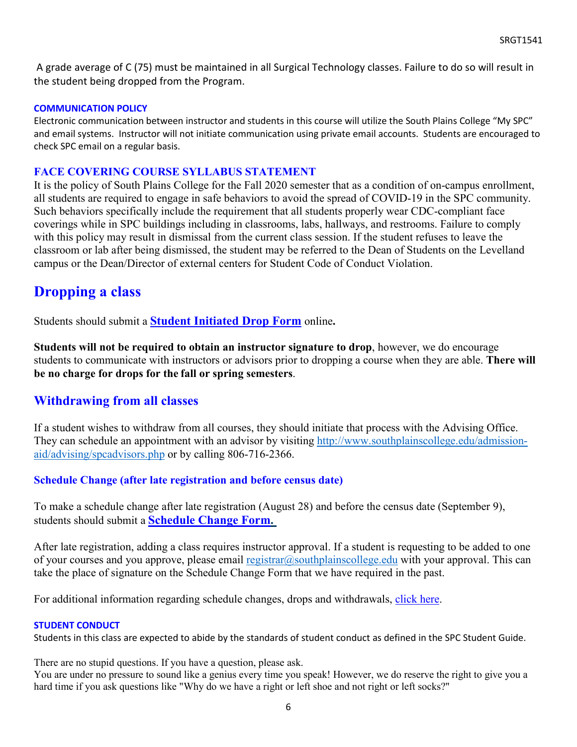A grade average of C (75) must be maintained in all Surgical Technology classes. Failure to do so will result in the student being dropped from the Program.

**COMMUNICATION POLICY**

Electronic communication between instructor and students in this course will utilize the South Plains College "My SPC" and email systems. Instructor will not initiate communication using private email accounts. Students are encouraged to check SPC email on a regular basis.

**FACE COVERING COURSE SYLLABUS STATEMENT**

It is the policy of South Plains College for the Fall 2020 semester that as a condition of on-campus enrollment, all students are required to engage in safe behaviors to avoid the spread of COVID-19 in the SPC community. Such behaviors specifically include the requirement that all students properly wear CDC-compliant face coverings while in SPC buildings including in classrooms, labs, hallways, and restrooms. Failure to comply with this policy may result in dismissal from the current class session. If the student refuses to leave the classroom or lab after being dismissed, the student may be referred to the Dean of Students on the Levelland campus or the Dean/Director of external centers for Student Code of Conduct Violation.

## Dropping a class

Students should submit a **Student Initiated Drop Form** online**.**

**Students will not be required to obtain an instructor signature to drop**, however, we do encourage students to communicate with instructors or advisors prior to dropping a course when they are able. **There will be no charge for drops for the fall or spring semesters**.

## Withdrawing from all classes

If a student wishes to withdraw from all courses, they should initiate that process with the Advising Office. They can schedule an appointment with an advisor by visiting http://www.southplainscollege.edu/admission-aid/advising/spcadvisors.php or by calling 806-716-2366.

### Schedule Change (after late registration and before census date)

To make a schedule change after late registration (August 28) and before the census date (September 9), students should submit a **Schedule Change Form.**

After late registration, adding a class requires instructor approval. If a student is requesting to be added to one of your courses and you approve, please email registrar@southplainscollege.edu with your approval. This can take the place of signature on the Schedule Change Form that we have required in the past.

For additional information regarding schedule changes, drops and withdrawals, click here.

**STUDENT CONDUCT**

Students in this class are expected to abide by the standards of student conduct as defined in the SPC Student Guide.

There are no stupid questions. If you have a question, please ask.
You are under no pressure to sound like a genius every time you speak! However, we do reserve the right to give you a hard time if you ask questions like "Why do we have a right or left shoe and not right or left socks?"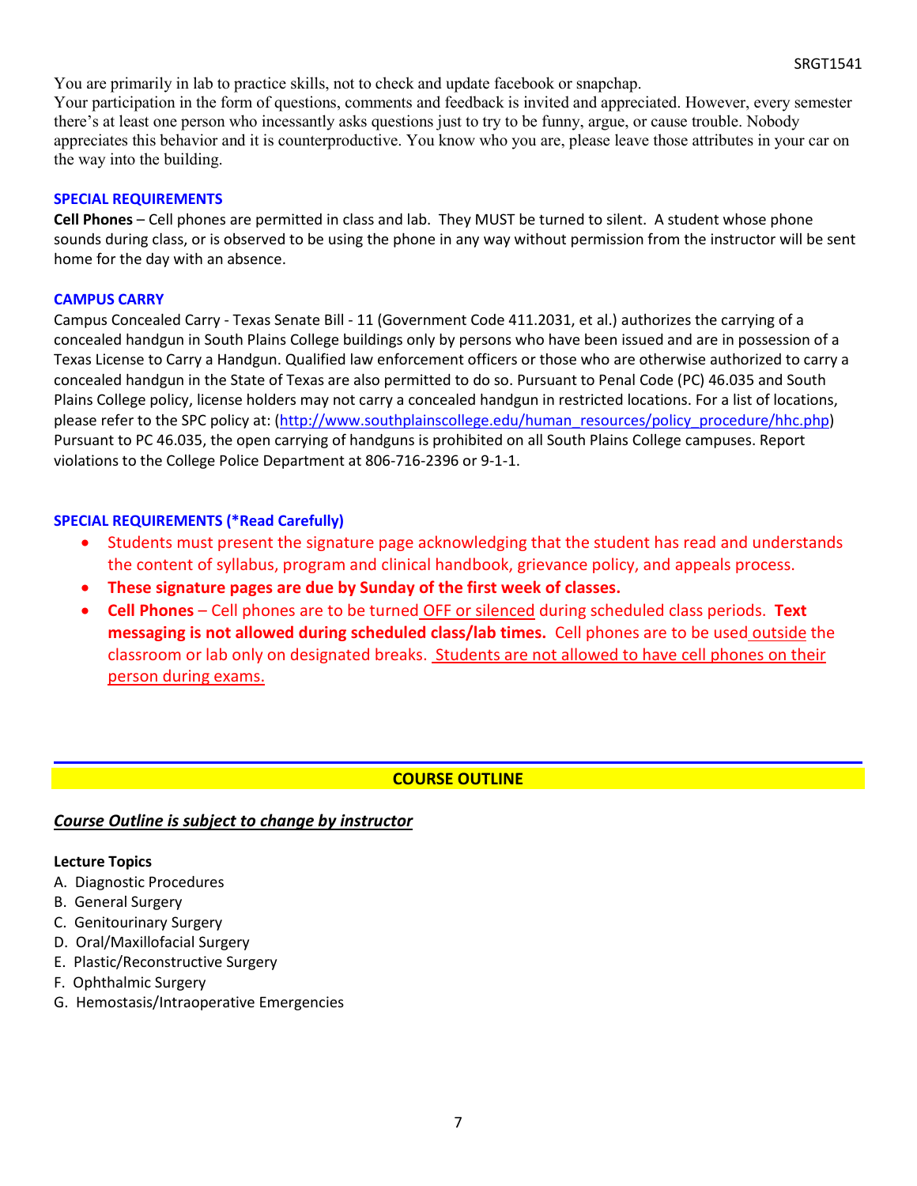You are primarily in lab to practice skills, not to check and update facebook or snapchap.
Your participation in the form of questions, comments and feedback is invited and appreciated. However, every semester there's at least one person who incessantly asks questions just to try to be funny, argue, or cause trouble. Nobody appreciates this behavior and it is counterproductive. You know who you are, please leave those attributes in your car on the way into the building.

### SPECIAL REQUIREMENTS

**Cell Phones** – Cell phones are permitted in class and lab. They MUST be turned to silent. A student whose phone sounds during class, or is observed to be using the phone in any way without permission from the instructor will be sent home for the day with an absence.

### CAMPUS CARRY

Campus Concealed Carry - Texas Senate Bill - 11 (Government Code 411.2031, et al.) authorizes the carrying of a concealed handgun in South Plains College buildings only by persons who have been issued and are in possession of a Texas License to Carry a Handgun. Qualified law enforcement officers or those who are otherwise authorized to carry a concealed handgun in the State of Texas are also permitted to do so. Pursuant to Penal Code (PC) 46.035 and South Plains College policy, license holders may not carry a concealed handgun in restricted locations. For a list of locations, please refer to the SPC policy at: (http://www.southplainscollege.edu/human_resources/policy_procedure/hhc.php) Pursuant to PC 46.035, the open carrying of handguns is prohibited on all South Plains College campuses. Report violations to the College Police Department at 806-716-2396 or 9-1-1.

### SPECIAL REQUIREMENTS (*Read Carefully)

- Students must present the signature page acknowledging that the student has read and understands the content of syllabus, program and clinical handbook, grievance policy, and appeals process.
- **These signature pages are due by Sunday of the first week of classes.**
- **Cell Phones** – Cell phones are to be turned OFF or silenced during scheduled class periods. **Text messaging is not allowed during scheduled class/lab times.** Cell phones are to be used outside the classroom or lab only on designated breaks. Students are not allowed to have cell phones on their person during exams.

## COURSE OUTLINE

***Course Outline is subject to change by instructor***

**Lecture Topics**

A. Diagnostic Procedures
B. General Surgery
C. Genitourinary Surgery
D. Oral/Maxillofacial Surgery
E. Plastic/Reconstructive Surgery
F. Ophthalmic Surgery
G. Hemostasis/Intraoperative Emergencies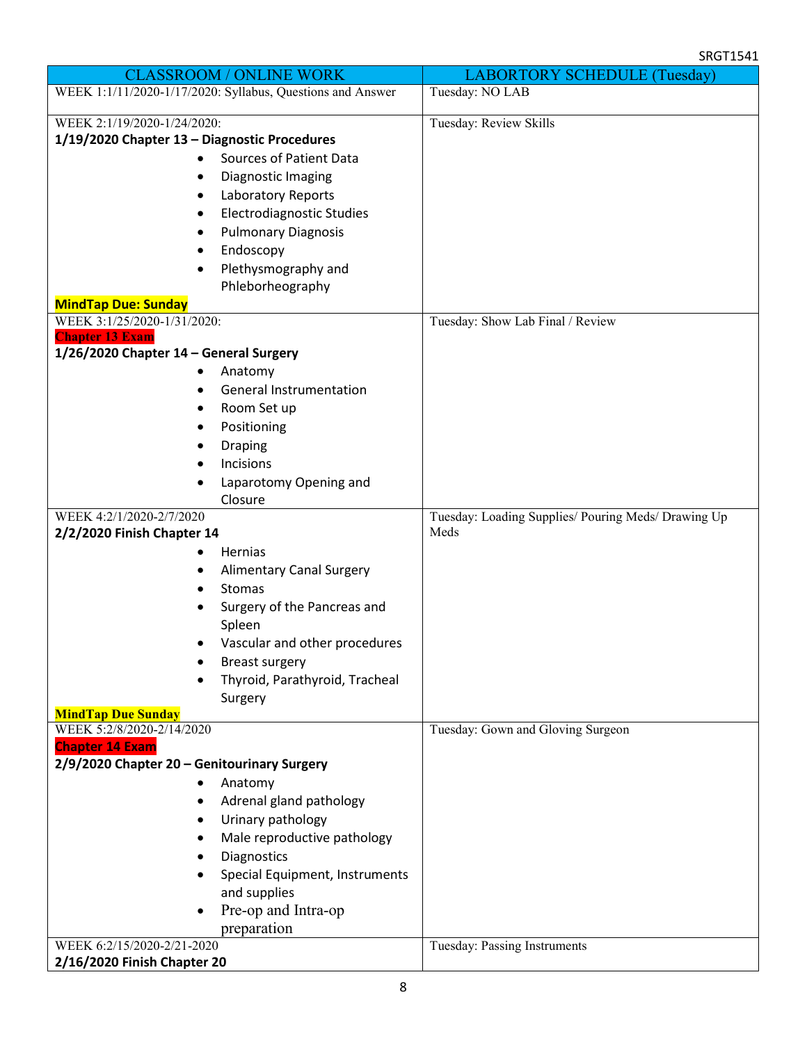| CLASSROOM / ONLINE WORK | LABORTORY SCHEDULE (Tuesday) |
| --- | --- |
| WEEK 1:1/11/2020-1/17/2020: Syllabus, Questions and Answer | Tuesday: NO LAB |
| WEEK 2:1/19/2020-1/24/2020:<br>**1/19/2020 Chapter 13 – Diagnostic Procedures**<br>• Sources of Patient Data<br>• Diagnostic Imaging<br>• Laboratory Reports<br>• Electrodiagnostic Studies<br>• Pulmonary Diagnosis<br>• Endoscopy<br>• Plethysmography and Phleborheography<br>**MindTap Due: Sunday** | Tuesday: Review Skills |
| WEEK 3:1/25/2020-1/31/2020:<br>Chapter 13 Exam<br>**1/26/2020 Chapter 14 – General Surgery**<br>• Anatomy<br>• General Instrumentation<br>• Room Set up<br>• Positioning<br>• Draping<br>• Incisions<br>• Laparotomy Opening and Closure | Tuesday: Show Lab Final / Review |
| WEEK 4:2/1/2020-2/7/2020<br>**2/2/2020 Finish Chapter 14**<br>• Hernias<br>• Alimentary Canal Surgery<br>• Stomas<br>• Surgery of the Pancreas and Spleen<br>• Vascular and other procedures<br>• Breast surgery<br>• Thyroid, Parathyroid, Tracheal Surgery<br>**MindTap Due Sunday** | Tuesday: Loading Supplies/ Pouring Meds/ Drawing Up Meds |
| WEEK 5:2/8/2020-2/14/2020<br>Chapter 14 Exam<br>**2/9/2020 Chapter 20 – Genitourinary Surgery**<br>• Anatomy<br>• Adrenal gland pathology<br>• Urinary pathology<br>• Male reproductive pathology<br>• Diagnostics<br>• Special Equipment, Instruments and supplies<br>• Pre-op and Intra-op preparation | Tuesday: Gown and Gloving Surgeon |
| WEEK 6:2/15/2020-2/21-2020<br>**2/16/2020 Finish Chapter 20** | Tuesday: Passing Instruments |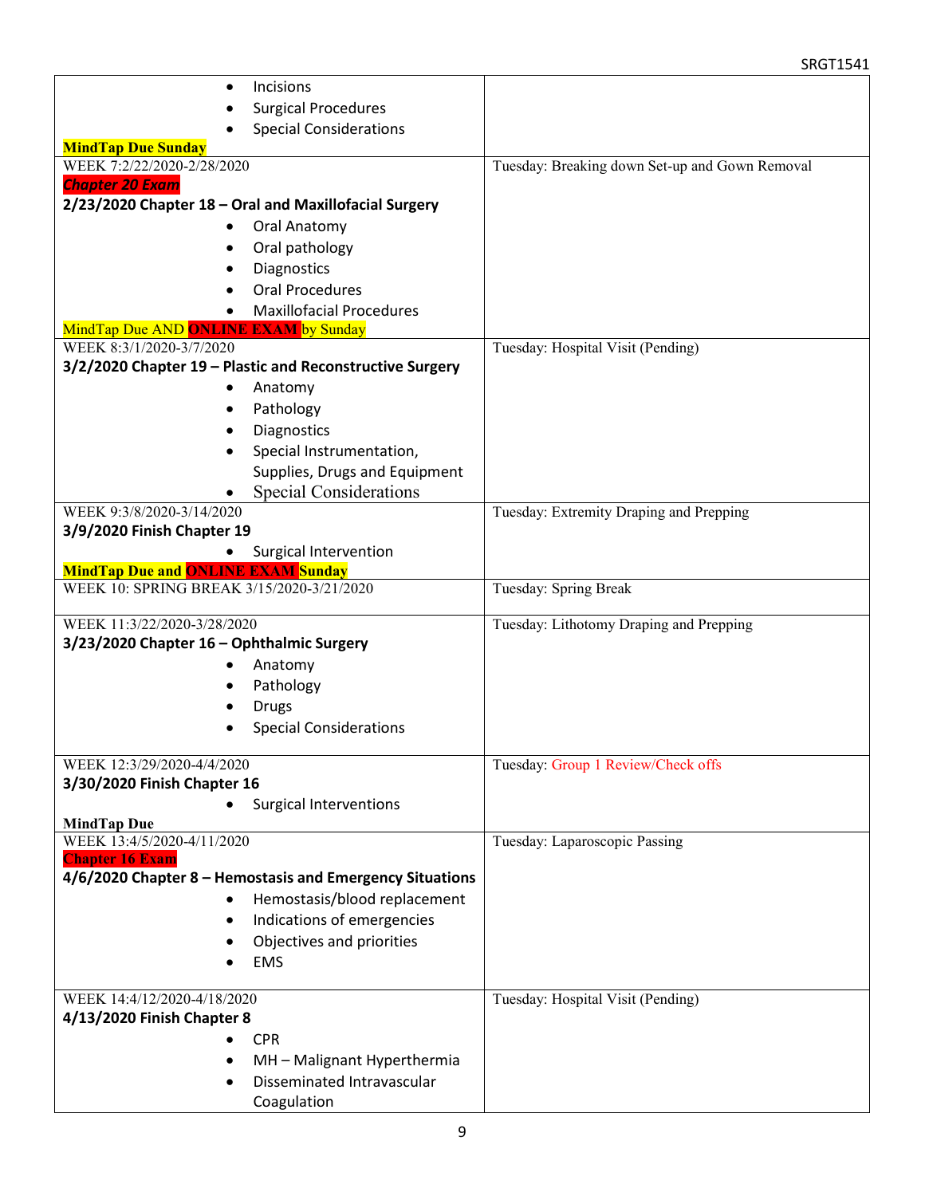| | |
|---|---|
| • Incisions<br>• Surgical Procedures<br>• Special Considerations<br>**MindTap Due Sunday** | |
| WEEK 7:2/22/2020-2/28/2020<br>***Chapter 20 Exam***<br>**2/23/2020 Chapter 18 – Oral and Maxillofacial Surgery**<br>• Oral Anatomy<br>• Oral pathology<br>• Diagnostics<br>• Oral Procedures<br>• Maxillofacial Procedures<br>MindTap Due AND **ONLINE EXAM** by Sunday | Tuesday: Breaking down Set-up and Gown Removal |
| WEEK 8:3/1/2020-3/7/2020<br>**3/2/2020 Chapter 19 – Plastic and Reconstructive Surgery**<br>• Anatomy<br>• Pathology<br>• Diagnostics<br>• Special Instrumentation, Supplies, Drugs and Equipment<br>• Special Considerations | Tuesday: Hospital Visit (Pending) |
| WEEK 9:3/8/2020-3/14/2020<br>**3/9/2020 Finish Chapter 19**<br>• Surgical Intervention<br>**MindTap Due and ONLINE EXAM Sunday** | Tuesday: Extremity Draping and Prepping |
| WEEK 10: SPRING BREAK 3/15/2020-3/21/2020 | Tuesday: Spring Break |
| WEEK 11:3/22/2020-3/28/2020<br>**3/23/2020 Chapter 16 – Ophthalmic Surgery**<br>• Anatomy<br>• Pathology<br>• Drugs<br>• Special Considerations | Tuesday: Lithotomy Draping and Prepping |
| WEEK 12:3/29/2020-4/4/2020<br>**3/30/2020 Finish Chapter 16**<br>• Surgical Interventions<br>**MindTap Due** | Tuesday: Group 1 Review/Check offs |
| WEEK 13:4/5/2020-4/11/2020<br>**Chapter 16 Exam**<br>**4/6/2020 Chapter 8 – Hemostasis and Emergency Situations**<br>• Hemostasis/blood replacement<br>• Indications of emergencies<br>• Objectives and priorities<br>• EMS | Tuesday: Laparoscopic Passing |
| WEEK 14:4/12/2020-4/18/2020<br>**4/13/2020 Finish Chapter 8**<br>• CPR<br>• MH – Malignant Hyperthermia<br>• Disseminated Intravascular Coagulation | Tuesday: Hospital Visit (Pending) |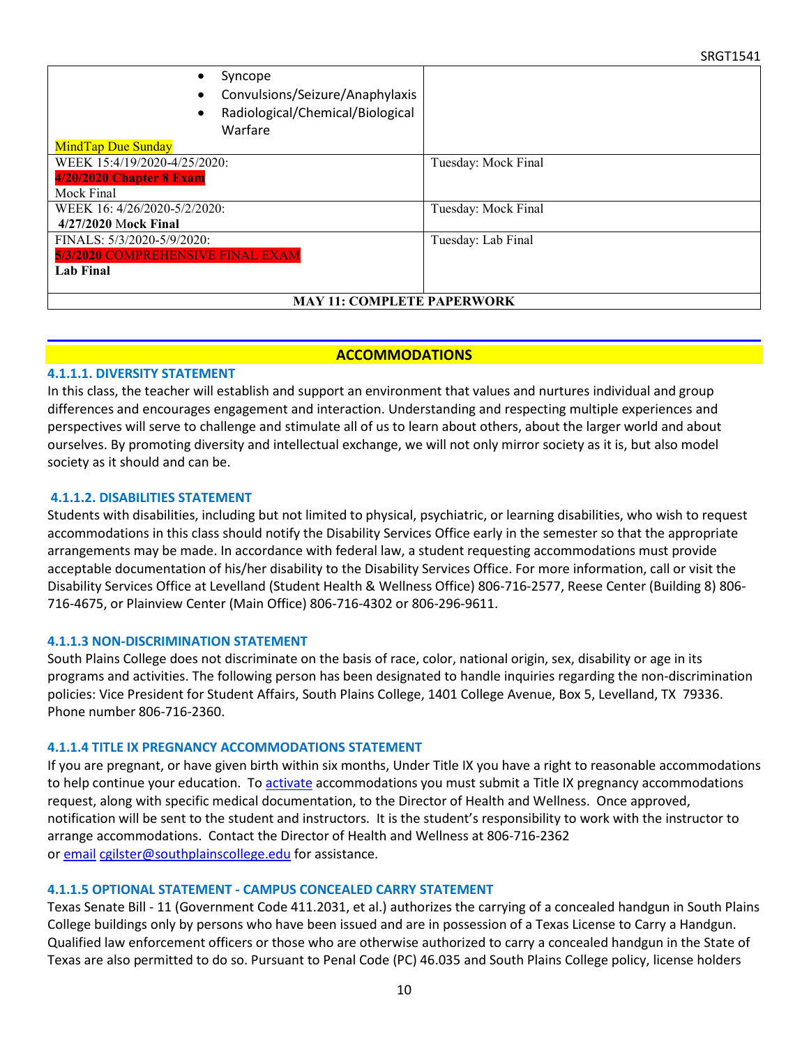| | |
|---|---|
| - Syncope<br>- Convulsions/Seizure/Anaphylaxis<br>- Radiological/Chemical/Biological Warfare<br>MindTap Due Sunday | |
| WEEK 15:4/19/2020-4/25/2020:<br>**4/20/2020 Chapter 8 Exam**<br>Mock Final | Tuesday: Mock Final |
| WEEK 16: 4/26/2020-5/2/2020:<br>**4/27/2020 Mock Final** | Tuesday: Mock Final |
| FINALS: 5/3/2020-5/9/2020:<br>**5/3/2020** COMPREHENSIVE FINAL EXAM<br>**Lab Final** | Tuesday: Lab Final |
| **MAY 11: COMPLETE PAPERWORK** | |

## ACCOMMODATIONS

### 4.1.1.1. DIVERSITY STATEMENT

In this class, the teacher will establish and support an environment that values and nurtures individual and group differences and encourages engagement and interaction. Understanding and respecting multiple experiences and perspectives will serve to challenge and stimulate all of us to learn about others, about the larger world and about ourselves. By promoting diversity and intellectual exchange, we will not only mirror society as it is, but also model society as it should and can be.

### 4.1.1.2. DISABILITIES STATEMENT

Students with disabilities, including but not limited to physical, psychiatric, or learning disabilities, who wish to request accommodations in this class should notify the Disability Services Office early in the semester so that the appropriate arrangements may be made. In accordance with federal law, a student requesting accommodations must provide acceptable documentation of his/her disability to the Disability Services Office. For more information, call or visit the Disability Services Office at Levelland (Student Health & Wellness Office) 806-716-2577, Reese Center (Building 8) 806-716-4675, or Plainview Center (Main Office) 806-716-4302 or 806-296-9611.

### 4.1.1.3 NON-DISCRIMINATION STATEMENT

South Plains College does not discriminate on the basis of race, color, national origin, sex, disability or age in its programs and activities. The following person has been designated to handle inquiries regarding the non-discrimination policies: Vice President for Student Affairs, South Plains College, 1401 College Avenue, Box 5, Levelland, TX 79336. Phone number 806-716-2360.

### 4.1.1.4 TITLE IX PREGNANCY ACCOMMODATIONS STATEMENT

If you are pregnant, or have given birth within six months, Under Title IX you have a right to reasonable accommodations to help continue your education. To activate accommodations you must submit a Title IX pregnancy accommodations request, along with specific medical documentation, to the Director of Health and Wellness. Once approved, notification will be sent to the student and instructors. It is the student's responsibility to work with the instructor to arrange accommodations. Contact the Director of Health and Wellness at 806-716-2362 or email cgilster@southplainscollege.edu for assistance.

### 4.1.1.5 OPTIONAL STATEMENT - CAMPUS CONCEALED CARRY STATEMENT

Texas Senate Bill - 11 (Government Code 411.2031, et al.) authorizes the carrying of a concealed handgun in South Plains College buildings only by persons who have been issued and are in possession of a Texas License to Carry a Handgun. Qualified law enforcement officers or those who are otherwise authorized to carry a concealed handgun in the State of Texas are also permitted to do so. Pursuant to Penal Code (PC) 46.035 and South Plains College policy, license holders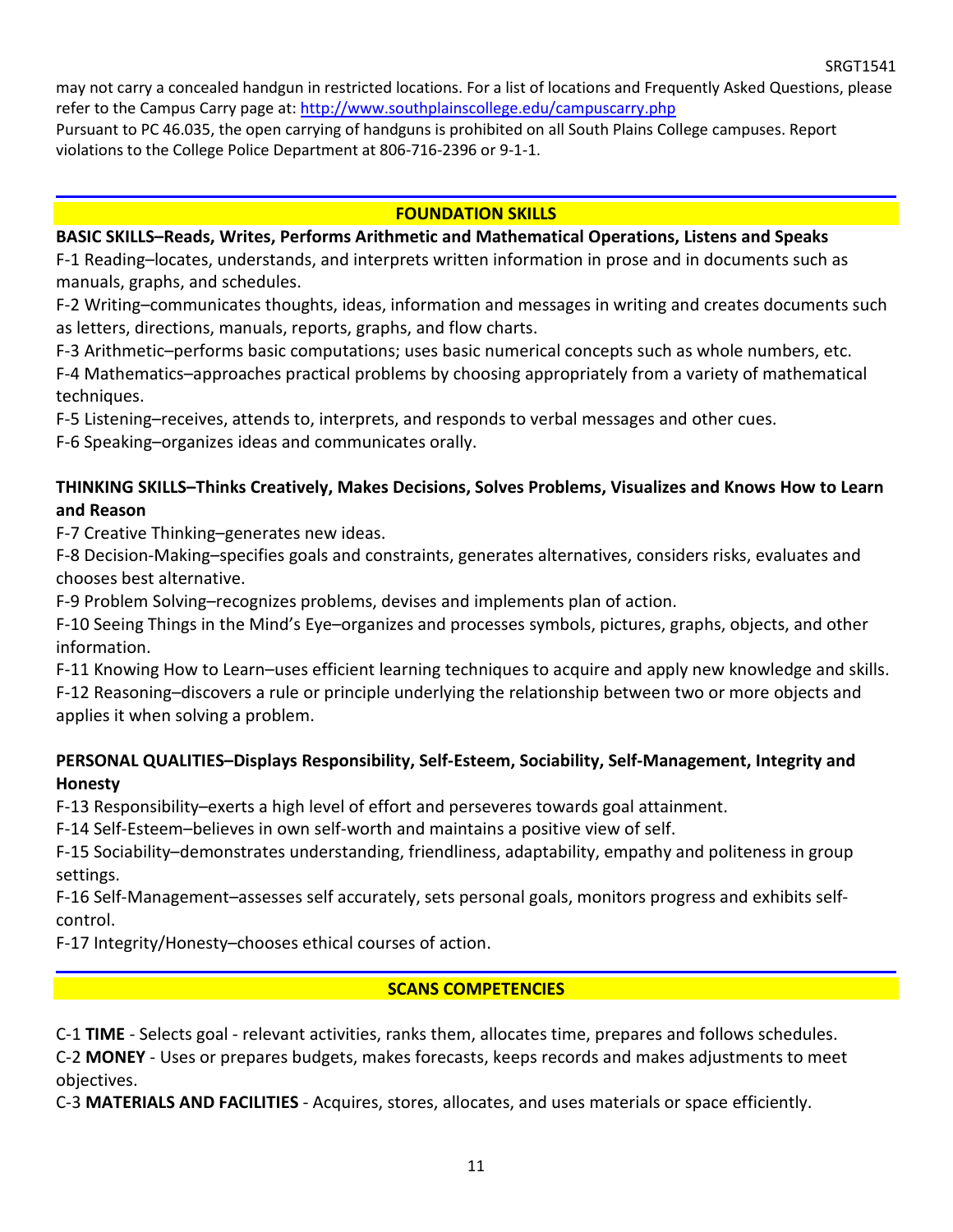may not carry a concealed handgun in restricted locations. For a list of locations and Frequently Asked Questions, please refer to the Campus Carry page at: http://www.southplainscollege.edu/campuscarry.php

Pursuant to PC 46.035, the open carrying of handguns is prohibited on all South Plains College campuses. Report violations to the College Police Department at 806-716-2396 or 9-1-1.

## FOUNDATION SKILLS

**BASIC SKILLS–Reads, Writes, Performs Arithmetic and Mathematical Operations, Listens and Speaks**

F-1 Reading–locates, understands, and interprets written information in prose and in documents such as manuals, graphs, and schedules.

F-2 Writing–communicates thoughts, ideas, information and messages in writing and creates documents such as letters, directions, manuals, reports, graphs, and flow charts.

F-3 Arithmetic–performs basic computations; uses basic numerical concepts such as whole numbers, etc.

F-4 Mathematics–approaches practical problems by choosing appropriately from a variety of mathematical techniques.

F-5 Listening–receives, attends to, interprets, and responds to verbal messages and other cues.

F-6 Speaking–organizes ideas and communicates orally.

**THINKING SKILLS–Thinks Creatively, Makes Decisions, Solves Problems, Visualizes and Knows How to Learn and Reason**

F-7 Creative Thinking–generates new ideas.

F-8 Decision-Making–specifies goals and constraints, generates alternatives, considers risks, evaluates and chooses best alternative.

F-9 Problem Solving–recognizes problems, devises and implements plan of action.

F-10 Seeing Things in the Mind's Eye–organizes and processes symbols, pictures, graphs, objects, and other information.

F-11 Knowing How to Learn–uses efficient learning techniques to acquire and apply new knowledge and skills.

F-12 Reasoning–discovers a rule or principle underlying the relationship between two or more objects and applies it when solving a problem.

**PERSONAL QUALITIES–Displays Responsibility, Self-Esteem, Sociability, Self-Management, Integrity and Honesty**

F-13 Responsibility–exerts a high level of effort and perseveres towards goal attainment.

F-14 Self-Esteem–believes in own self-worth and maintains a positive view of self.

F-15 Sociability–demonstrates understanding, friendliness, adaptability, empathy and politeness in group settings.

F-16 Self-Management–assesses self accurately, sets personal goals, monitors progress and exhibits self-control.

F-17 Integrity/Honesty–chooses ethical courses of action.

## SCANS COMPETENCIES

C-1 **TIME** - Selects goal - relevant activities, ranks them, allocates time, prepares and follows schedules.

C-2 **MONEY** - Uses or prepares budgets, makes forecasts, keeps records and makes adjustments to meet objectives.

C-3 **MATERIALS AND FACILITIES** - Acquires, stores, allocates, and uses materials or space efficiently.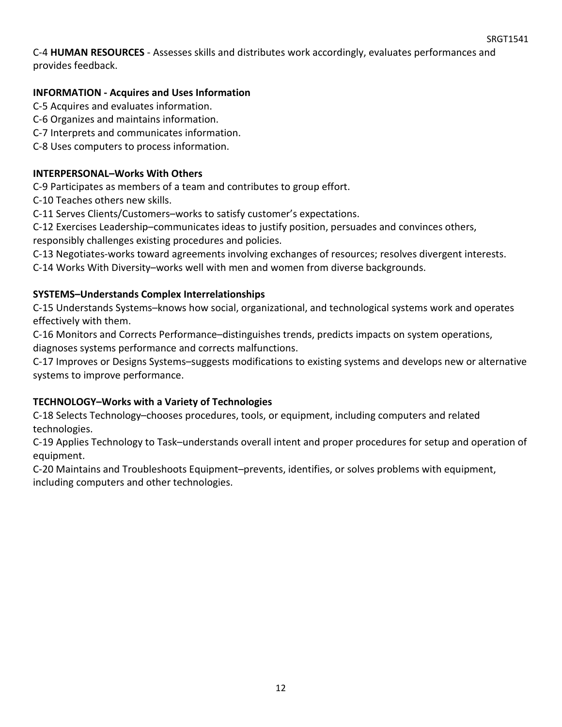C-4 **HUMAN RESOURCES** - Assesses skills and distributes work accordingly, evaluates performances and provides feedback.

**INFORMATION - Acquires and Uses Information**

C-5 Acquires and evaluates information.
C-6 Organizes and maintains information.
C-7 Interprets and communicates information.
C-8 Uses computers to process information.

**INTERPERSONAL–Works With Others**

C-9 Participates as members of a team and contributes to group effort.
C-10 Teaches others new skills.
C-11 Serves Clients/Customers–works to satisfy customer's expectations.
C-12 Exercises Leadership–communicates ideas to justify position, persuades and convinces others, responsibly challenges existing procedures and policies.
C-13 Negotiates-works toward agreements involving exchanges of resources; resolves divergent interests.
C-14 Works With Diversity–works well with men and women from diverse backgrounds.

**SYSTEMS–Understands Complex Interrelationships**

C-15 Understands Systems–knows how social, organizational, and technological systems work and operates effectively with them.
C-16 Monitors and Corrects Performance–distinguishes trends, predicts impacts on system operations, diagnoses systems performance and corrects malfunctions.
C-17 Improves or Designs Systems–suggests modifications to existing systems and develops new or alternative systems to improve performance.

**TECHNOLOGY–Works with a Variety of Technologies**

C-18 Selects Technology–chooses procedures, tools, or equipment, including computers and related technologies.
C-19 Applies Technology to Task–understands overall intent and proper procedures for setup and operation of equipment.
C-20 Maintains and Troubleshoots Equipment–prevents, identifies, or solves problems with equipment, including computers and other technologies.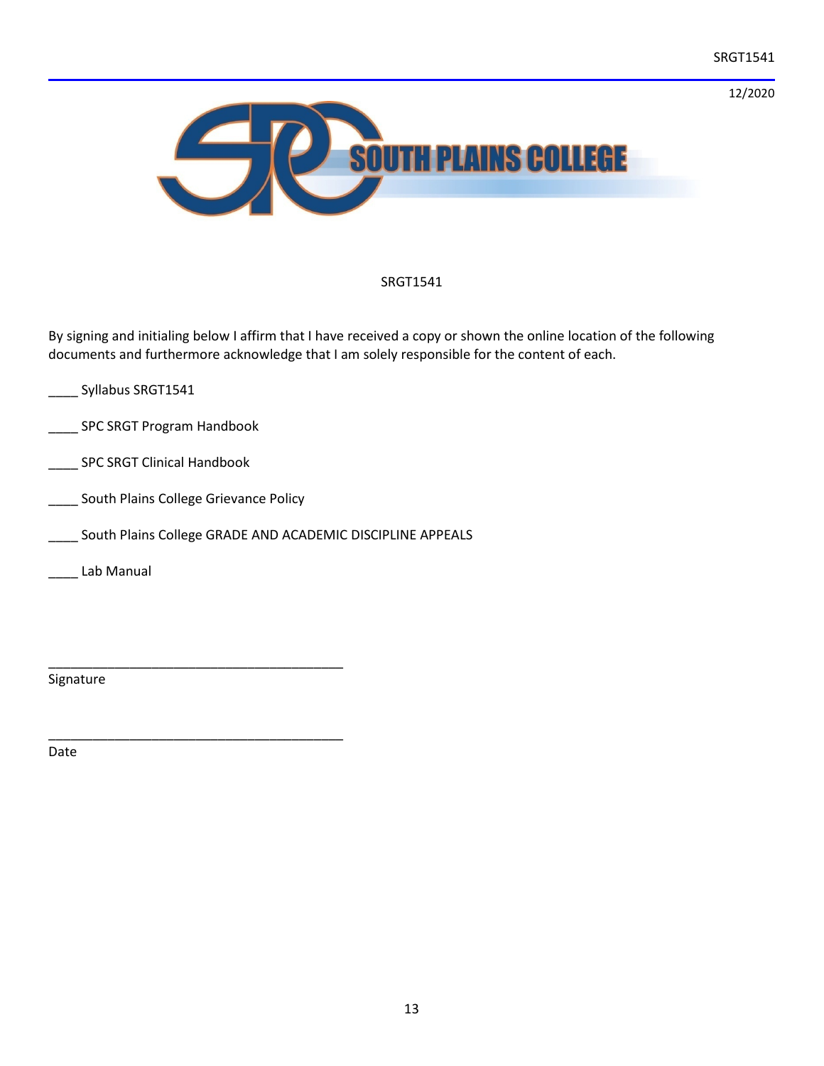SRGT1541

By signing and initialing below I affirm that I have received a copy or shown the online location of the following documents and furthermore acknowledge that I am solely responsible for the content of each.

____ Syllabus SRGT1541

____ SPC SRGT Program Handbook

____ SPC SRGT Clinical Handbook

____ South Plains College Grievance Policy

____ South Plains College GRADE AND ACADEMIC DISCIPLINE APPEALS

____ Lab Manual

________________________________________
Signature

________________________________________
Date